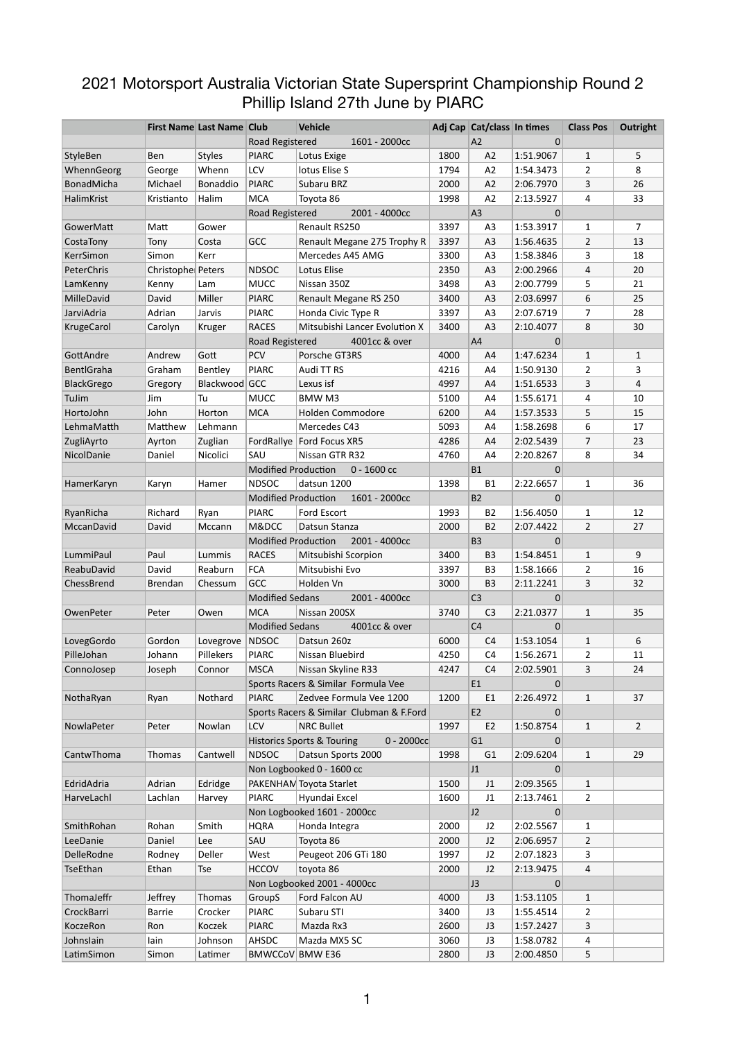# 2021 Motorsport Australia Victorian State Supersprint Championship Round 2 Phillip Island 27th June by PIARC

| | First Name | Last Name | Club | Vehicle | Adj Cap | Cat/class | In times | Class Pos | Outright |
|---|---|---|---|---|---|---|---|---|---|
| | | | Road Registered 1601 - 2000cc | | | A2 | 0 | | |
| StyleBen | Ben | Styles | PIARC | Lotus Exige | 1800 | A2 | 1:51.9067 | 1 | 5 |
| WhennGeorg | George | Whenn | LCV | lotus Elise S | 1794 | A2 | 1:54.3473 | 2 | 8 |
| BonadMicha | Michael | Bonaddio | PIARC | Subaru BRZ | 2000 | A2 | 2:06.7970 | 3 | 26 |
| HalimKrist | Kristianto | Halim | MCA | Toyota 86 | 1998 | A2 | 2:13.5927 | 4 | 33 |
| | | | Road Registered 2001 - 4000cc | | | A3 | 0 | | |
| GowerMatt | Matt | Gower | | Renault RS250 | 3397 | A3 | 1:53.3917 | 1 | 7 |
| CostaTony | Tony | Costa | GCC | Renault Megane 275 Trophy R | 3397 | A3 | 1:56.4635 | 2 | 13 |
| KerrSimon | Simon | Kerr | | Mercedes A45 AMG | 3300 | A3 | 1:58.3846 | 3 | 18 |
| PeterChris | Christophe | Peters | NDSOC | Lotus Elise | 2350 | A3 | 2:00.2966 | 4 | 20 |
| LamKenny | Kenny | Lam | MUCC | Nissan 350Z | 3498 | A3 | 2:00.7799 | 5 | 21 |
| MilleDavid | David | Miller | PIARC | Renault Megane RS 250 | 3400 | A3 | 2:03.6997 | 6 | 25 |
| JarviAdria | Adrian | Jarvis | PIARC | Honda Civic Type R | 3397 | A3 | 2:07.6719 | 7 | 28 |
| KrugeCarol | Carolyn | Kruger | RACES | Mitsubishi Lancer Evolution X | 3400 | A3 | 2:10.4077 | 8 | 30 |
| | | | Road Registered 4001cc & over | | | A4 | 0 | | |
| GottAndre | Andrew | Gott | PCV | Porsche GT3RS | 4000 | A4 | 1:47.6234 | 1 | 1 |
| BentlGraha | Graham | Bentley | PIARC | Audi TT RS | 4216 | A4 | 1:50.9130 | 2 | 3 |
| BlackGrego | Gregory | Blackwood | GCC | Lexus isf | 4997 | A4 | 1:51.6533 | 3 | 4 |
| TuJim | Jim | Tu | MUCC | BMW M3 | 5100 | A4 | 1:55.6171 | 4 | 10 |
| HortoJohn | John | Horton | MCA | Holden Commodore | 6200 | A4 | 1:57.3533 | 5 | 15 |
| LehmaMatth | Matthew | Lehmann | | Mercedes C43 | 5093 | A4 | 1:58.2698 | 6 | 17 |
| ZugliAyrto | Ayrton | Zuglian | FordRallye | Ford Focus XR5 | 4286 | A4 | 2:02.5439 | 7 | 23 |
| NicolDanie | Daniel | Nicolici | SAU | Nissan GTR R32 | 4760 | A4 | 2:20.8267 | 8 | 34 |
| | | | Modified Production 0 - 1600 cc | | | B1 | 0 | | |
| HamerKaryn | Karyn | Hamer | NDSOC | datsun 1200 | 1398 | B1 | 2:22.6657 | 1 | 36 |
| | | | Modified Production 1601 - 2000cc | | | B2 | 0 | | |
| RyanRicha | Richard | Ryan | PIARC | Ford Escort | 1993 | B2 | 1:56.4050 | 1 | 12 |
| MccanDavid | David | Mccann | M&DCC | Datsun Stanza | 2000 | B2 | 2:07.4422 | 2 | 27 |
| | | | Modified Production 2001 - 4000cc | | | B3 | 0 | | |
| LummiPaul | Paul | Lummis | RACES | Mitsubishi Scorpion | 3400 | B3 | 1:54.8451 | 1 | 9 |
| ReabuDavid | David | Reaburn | FCA | Mitsubishi Evo | 3397 | B3 | 1:58.1666 | 2 | 16 |
| ChessBrend | Brendan | Chessum | GCC | Holden Vn | 3000 | B3 | 2:11.2241 | 3 | 32 |
| | | | Modified Sedans 2001 - 4000cc | | | C3 | 0 | | |
| OwenPeter | Peter | Owen | MCA | Nissan 200SX | 3740 | C3 | 2:21.0377 | 1 | 35 |
| | | | Modified Sedans 4001cc & over | | | C4 | 0 | | |
| LovegGordo | Gordon | Lovegrove | NDSOC | Datsun 260z | 6000 | C4 | 1:53.1054 | 1 | 6 |
| PilleJohan | Johann | Pillekers | PIARC | Nissan Bluebird | 4250 | C4 | 1:56.2671 | 2 | 11 |
| ConnoJosep | Joseph | Connor | MSCA | Nissan Skyline R33 | 4247 | C4 | 2:02.5901 | 3 | 24 |
| | | | Sports Racers & Similar Formula Vee | | | E1 | 0 | | |
| NothaRyan | Ryan | Nothard | PIARC | Zedvee Formula Vee 1200 | 1200 | E1 | 2:26.4972 | 1 | 37 |
| | | | Sports Racers & Similar Clubman & F.Ford | | | E2 | 0 | | |
| NowlaPeter | Peter | Nowlan | LCV | NRC Bullet | 1997 | E2 | 1:50.8754 | 1 | 2 |
| | | | Historics Sports & Touring 0 - 2000cc | | | G1 | 0 | | |
| CantwThoma | Thomas | Cantwell | NDSOC | Datsun Sports 2000 | 1998 | G1 | 2:09.6204 | 1 | 29 |
| | | | Non Logbooked 0 - 1600 cc | | | J1 | 0 | | |
| EdridAdria | Adrian | Edridge | PAKENHAM | Toyota Starlet | 1500 | J1 | 2:09.3565 | 1 | |
| HarveLachl | Lachlan | Harvey | PIARC | Hyundai Excel | 1600 | J1 | 2:13.7461 | 2 | |
| | | | Non Logbooked 1601 - 2000cc | | | J2 | 0 | | |
| SmithRohan | Rohan | Smith | HQRA | Honda Integra | 2000 | J2 | 2:02.5567 | 1 | |
| LeeDanie | Daniel | Lee | SAU | Toyota 86 | 2000 | J2 | 2:06.6957 | 2 | |
| DelleRodne | Rodney | Deller | West | Peugeot 206 GTi 180 | 1997 | J2 | 2:07.1823 | 3 | |
| TseEthan | Ethan | Tse | HCCOV | toyota 86 | 2000 | J2 | 2:13.9475 | 4 | |
| | | | Non Logbooked 2001 - 4000cc | | | J3 | 0 | | |
| ThomaJeffr | Jeffrey | Thomas | GroupS | Ford Falcon AU | 4000 | J3 | 1:53.1105 | 1 | |
| CrockBarri | Barrie | Crocker | PIARC | Subaru STI | 3400 | J3 | 1:55.4514 | 2 | |
| KoczeRon | Ron | Koczek | PIARC | Mazda Rx3 | 2600 | J3 | 1:57.2427 | 3 | |
| JohnsIain | Iain | Johnson | AHSDC | Mazda MX5 SC | 3060 | J3 | 1:58.0782 | 4 | |
| LatimSimon | Simon | Latimer | BMWCCoV | BMW E36 | 2800 | J3 | 2:00.4850 | 5 | |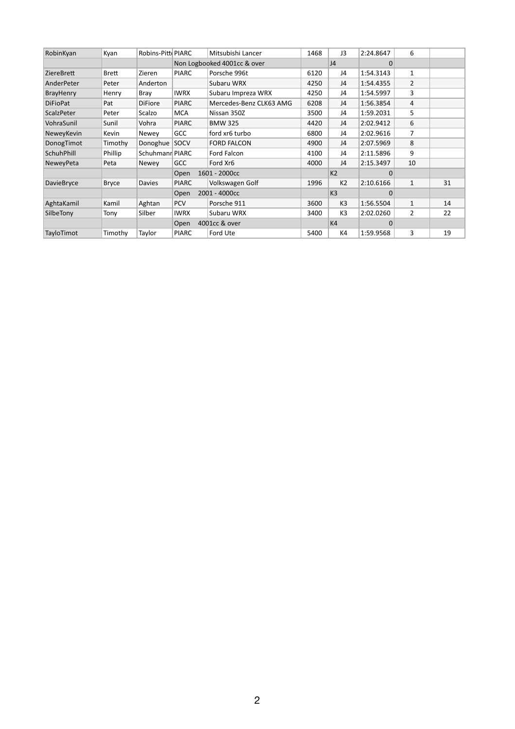| | | | | | | | | | |
|---|---|---|---|---|---|---|---|---|---|
| RobinKyan | Kyan | Robins-Pitt | PIARC | Mitsubishi Lancer | 1468 | J3 | 2:24.8647 | 6 | |
| | | | Non Logbooked 4001cc & over | | | J4 | 0 | | |
| ZiereBrett | Brett | Zieren | PIARC | Porsche 996t | 6120 | J4 | 1:54.3143 | 1 | |
| AnderPeter | Peter | Anderton | | Subaru WRX | 4250 | J4 | 1:54.4355 | 2 | |
| BrayHenry | Henry | Bray | IWRX | Subaru Impreza WRX | 4250 | J4 | 1:54.5997 | 3 | |
| DiFioPat | Pat | DiFiore | PIARC | Mercedes-Benz CLK63 AMG | 6208 | J4 | 1:56.3854 | 4 | |
| ScalzPeter | Peter | Scalzo | MCA | Nissan 350Z | 3500 | J4 | 1:59.2031 | 5 | |
| VohraSunil | Sunil | Vohra | PIARC | BMW 325 | 4420 | J4 | 2:02.9412 | 6 | |
| NeweyKevin | Kevin | Newey | GCC | ford xr6 turbo | 6800 | J4 | 2:02.9616 | 7 | |
| DonogTimot | Timothy | Donoghue | SOCV | FORD FALCON | 4900 | J4 | 2:07.5969 | 8 | |
| SchuhPhill | Phillip | Schuhmann | PIARC | Ford Falcon | 4100 | J4 | 2:11.5896 | 9 | |
| NeweyPeta | Peta | Newey | GCC | Ford Xr6 | 4000 | J4 | 2:15.3497 | 10 | |
| | | | Open 1601 - 2000cc | | | K2 | 0 | | |
| DavieBryce | Bryce | Davies | PIARC | Volkswagen Golf | 1996 | K2 | 2:10.6166 | 1 | 31 |
| | | | Open 2001 - 4000cc | | | K3 | 0 | | |
| AghtaKamil | Kamil | Aghtan | PCV | Porsche 911 | 3600 | K3 | 1:56.5504 | 1 | 14 |
| SilbeTony | Tony | Silber | IWRX | Subaru WRX | 3400 | K3 | 2:02.0260 | 2 | 22 |
| | | | Open 4001cc & over | | | K4 | 0 | | |
| TayloTimot | Timothy | Taylor | PIARC | Ford Ute | 5400 | K4 | 1:59.9568 | 3 | 19 |